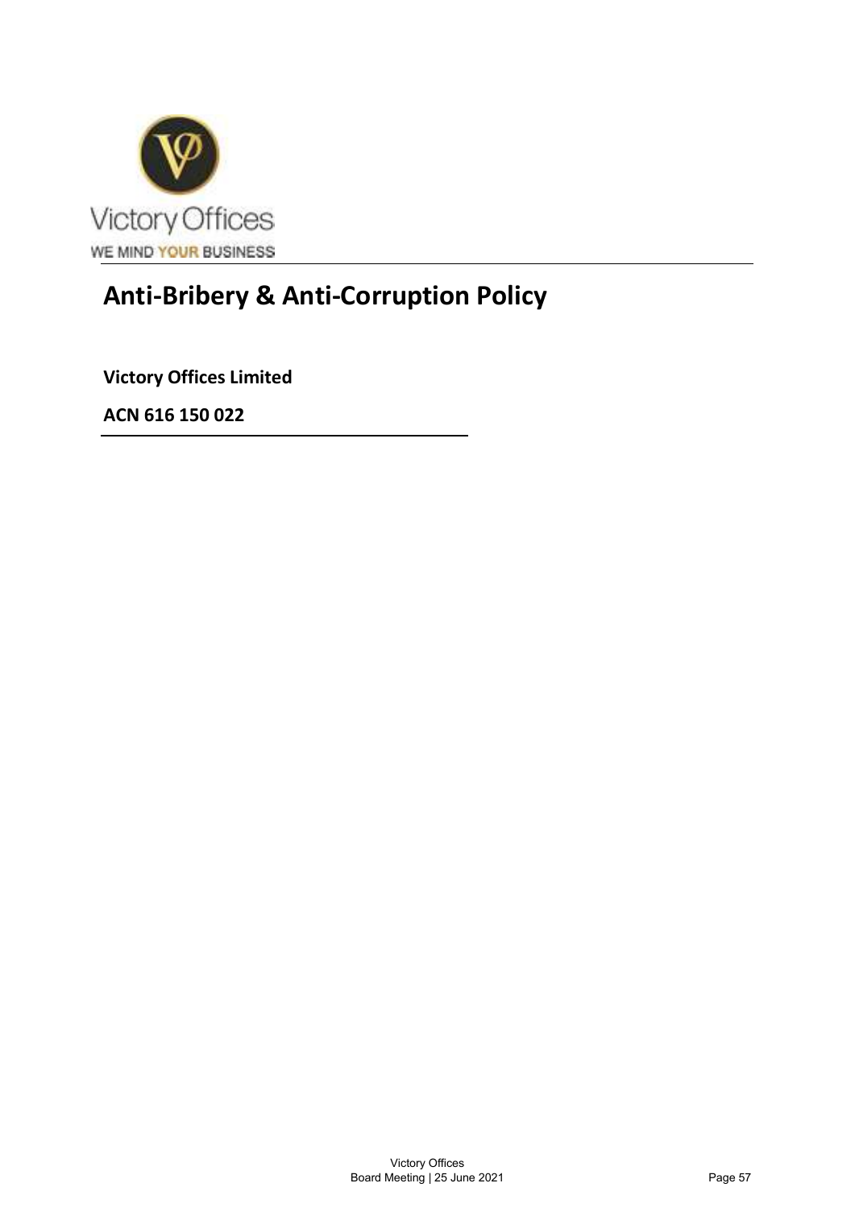# Anti-Bribery & Anti-Corruption Policy

**Victory Offices Limited**

**ACN 616 150 022**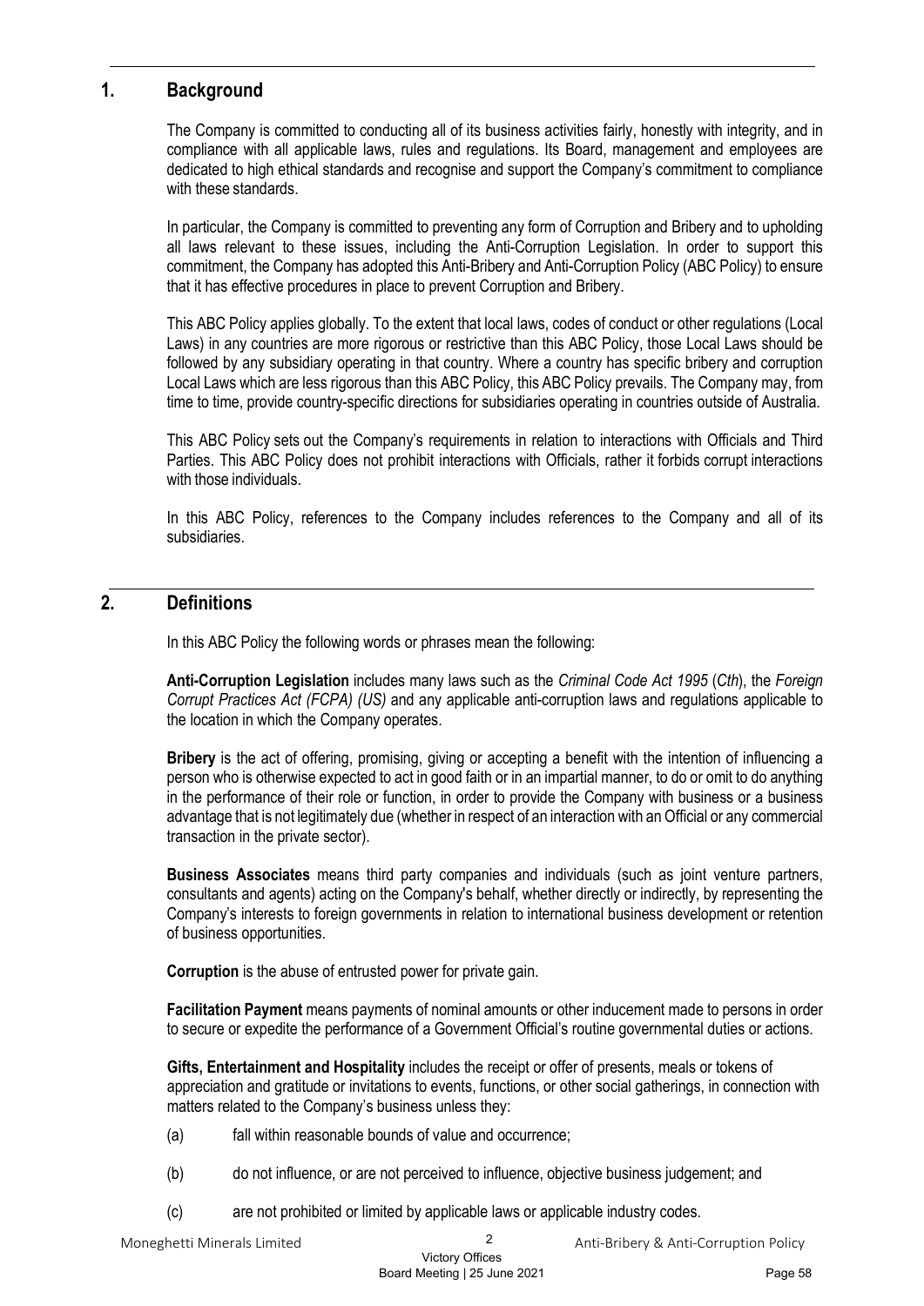## 1. Background

The Company is committed to conducting all of its business activities fairly, honestly with integrity, and in compliance with all applicable laws, rules and regulations. Its Board, management and employees are dedicated to high ethical standards and recognise and support the Company's commitment to compliance with these standards.

In particular, the Company is committed to preventing any form of Corruption and Bribery and to upholding all laws relevant to these issues, including the Anti-Corruption Legislation. In order to support this commitment, the Company has adopted this Anti-Bribery and Anti-Corruption Policy (ABC Policy) to ensure that it has effective procedures in place to prevent Corruption and Bribery.

This ABC Policy applies globally. To the extent that local laws, codes of conduct or other regulations (Local Laws) in any countries are more rigorous or restrictive than this ABC Policy, those Local Laws should be followed by any subsidiary operating in that country. Where a country has specific bribery and corruption Local Laws which are less rigorous than this ABC Policy, this ABC Policy prevails. The Company may, from time to time, provide country-specific directions for subsidiaries operating in countries outside of Australia.

This ABC Policy sets out the Company's requirements in relation to interactions with Officials and Third Parties. This ABC Policy does not prohibit interactions with Officials, rather it forbids corrupt interactions with those individuals.

In this ABC Policy, references to the Company includes references to the Company and all of its subsidiaries.

## 2. Definitions

In this ABC Policy the following words or phrases mean the following:

**Anti-Corruption Legislation** includes many laws such as the *Criminal Code Act 1995* (*Cth*), the *Foreign Corrupt Practices Act (FCPA) (US)* and any applicable anti-corruption laws and regulations applicable to the location in which the Company operates.

**Bribery** is the act of offering, promising, giving or accepting a benefit with the intention of influencing a person who is otherwise expected to act in good faith or in an impartial manner, to do or omit to do anything in the performance of their role or function, in order to provide the Company with business or a business advantage that is not legitimately due (whether in respect of an interaction with an Official or any commercial transaction in the private sector).

**Business Associates** means third party companies and individuals (such as joint venture partners, consultants and agents) acting on the Company's behalf, whether directly or indirectly, by representing the Company's interests to foreign governments in relation to international business development or retention of business opportunities.

**Corruption** is the abuse of entrusted power for private gain.

**Facilitation Payment** means payments of nominal amounts or other inducement made to persons in order to secure or expedite the performance of a Government Official's routine governmental duties or actions.

**Gifts, Entertainment and Hospitality** includes the receipt or offer of presents, meals or tokens of appreciation and gratitude or invitations to events, functions, or other social gatherings, in connection with matters related to the Company's business unless they:

(a) fall within reasonable bounds of value and occurrence;

(b) do not influence, or are not perceived to influence, objective business judgement; and

(c) are not prohibited or limited by applicable laws or applicable industry codes.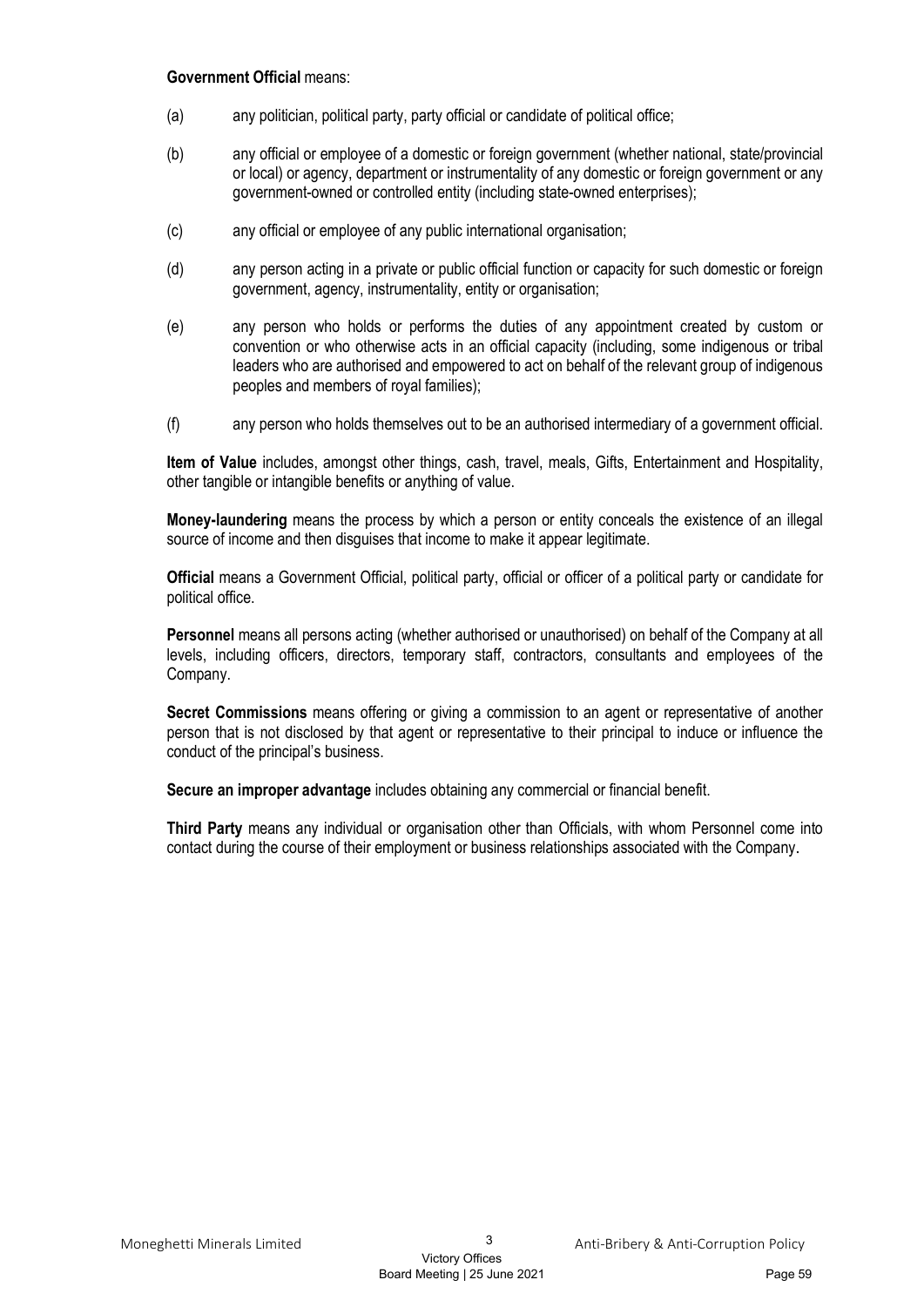**Government Official** means:

(a) any politician, political party, party official or candidate of political office;

(b) any official or employee of a domestic or foreign government (whether national, state/provincial or local) or agency, department or instrumentality of any domestic or foreign government or any government-owned or controlled entity (including state-owned enterprises);

(c) any official or employee of any public international organisation;

(d) any person acting in a private or public official function or capacity for such domestic or foreign government, agency, instrumentality, entity or organisation;

(e) any person who holds or performs the duties of any appointment created by custom or convention or who otherwise acts in an official capacity (including, some indigenous or tribal leaders who are authorised and empowered to act on behalf of the relevant group of indigenous peoples and members of royal families);

(f) any person who holds themselves out to be an authorised intermediary of a government official.

**Item of Value** includes, amongst other things, cash, travel, meals, Gifts, Entertainment and Hospitality, other tangible or intangible benefits or anything of value.

**Money-laundering** means the process by which a person or entity conceals the existence of an illegal source of income and then disguises that income to make it appear legitimate.

**Official** means a Government Official, political party, official or officer of a political party or candidate for political office.

**Personnel** means all persons acting (whether authorised or unauthorised) on behalf of the Company at all levels, including officers, directors, temporary staff, contractors, consultants and employees of the Company.

**Secret Commissions** means offering or giving a commission to an agent or representative of another person that is not disclosed by that agent or representative to their principal to induce or influence the conduct of the principal's business.

**Secure an improper advantage** includes obtaining any commercial or financial benefit.

**Third Party** means any individual or organisation other than Officials, with whom Personnel come into contact during the course of their employment or business relationships associated with the Company.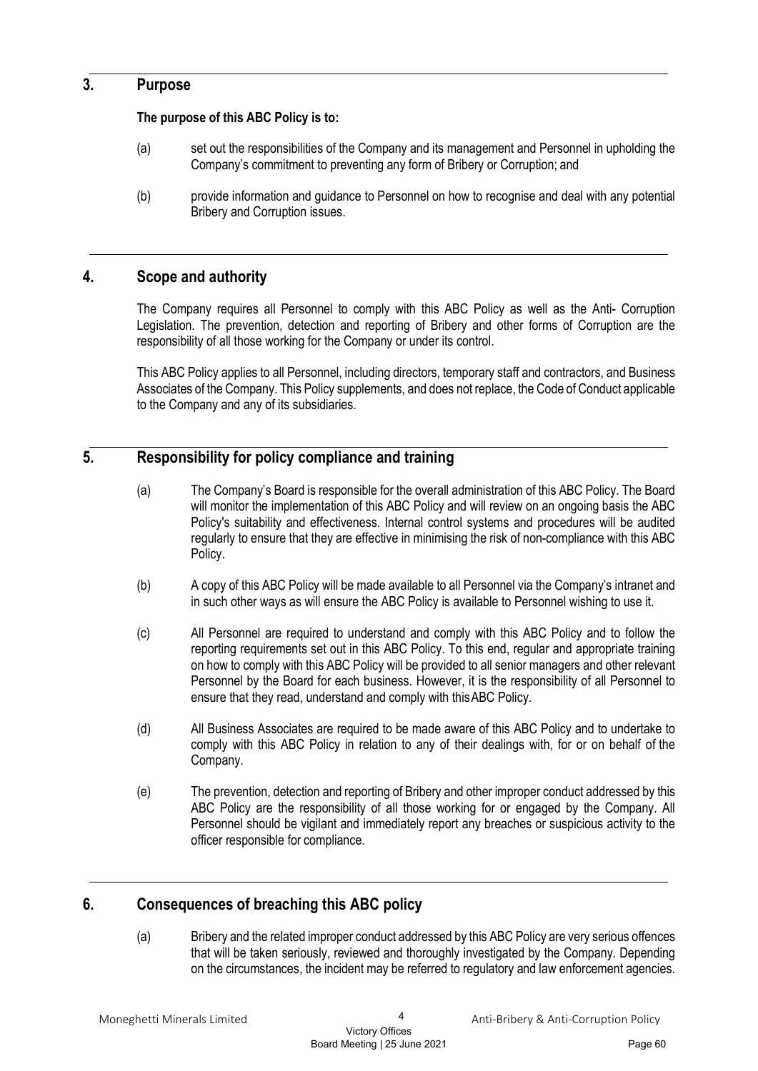## 3. Purpose

**The purpose of this ABC Policy is to:**

(a) set out the responsibilities of the Company and its management and Personnel in upholding the Company's commitment to preventing any form of Bribery or Corruption; and

(b) provide information and guidance to Personnel on how to recognise and deal with any potential Bribery and Corruption issues.

## 4. Scope and authority

The Company requires all Personnel to comply with this ABC Policy as well as the Anti- Corruption Legislation. The prevention, detection and reporting of Bribery and other forms of Corruption are the responsibility of all those working for the Company or under its control.

This ABC Policy applies to all Personnel, including directors, temporary staff and contractors, and Business Associates of the Company. This Policy supplements, and does not replace, the Code of Conduct applicable to the Company and any of its subsidiaries.

## 5. Responsibility for policy compliance and training

(a) The Company's Board is responsible for the overall administration of this ABC Policy. The Board will monitor the implementation of this ABC Policy and will review on an ongoing basis the ABC Policy's suitability and effectiveness. Internal control systems and procedures will be audited regularly to ensure that they are effective in minimising the risk of non-compliance with this ABC Policy.

(b) A copy of this ABC Policy will be made available to all Personnel via the Company's intranet and in such other ways as will ensure the ABC Policy is available to Personnel wishing to use it.

(c) All Personnel are required to understand and comply with this ABC Policy and to follow the reporting requirements set out in this ABC Policy. To this end, regular and appropriate training on how to comply with this ABC Policy will be provided to all senior managers and other relevant Personnel by the Board for each business. However, it is the responsibility of all Personnel to ensure that they read, understand and comply with this ABC Policy.

(d) All Business Associates are required to be made aware of this ABC Policy and to undertake to comply with this ABC Policy in relation to any of their dealings with, for or on behalf of the Company.

(e) The prevention, detection and reporting of Bribery and other improper conduct addressed by this ABC Policy are the responsibility of all those working for or engaged by the Company. All Personnel should be vigilant and immediately report any breaches or suspicious activity to the officer responsible for compliance.

## 6. Consequences of breaching this ABC policy

(a) Bribery and the related improper conduct addressed by this ABC Policy are very serious offences that will be taken seriously, reviewed and thoroughly investigated by the Company. Depending on the circumstances, the incident may be referred to regulatory and law enforcement agencies.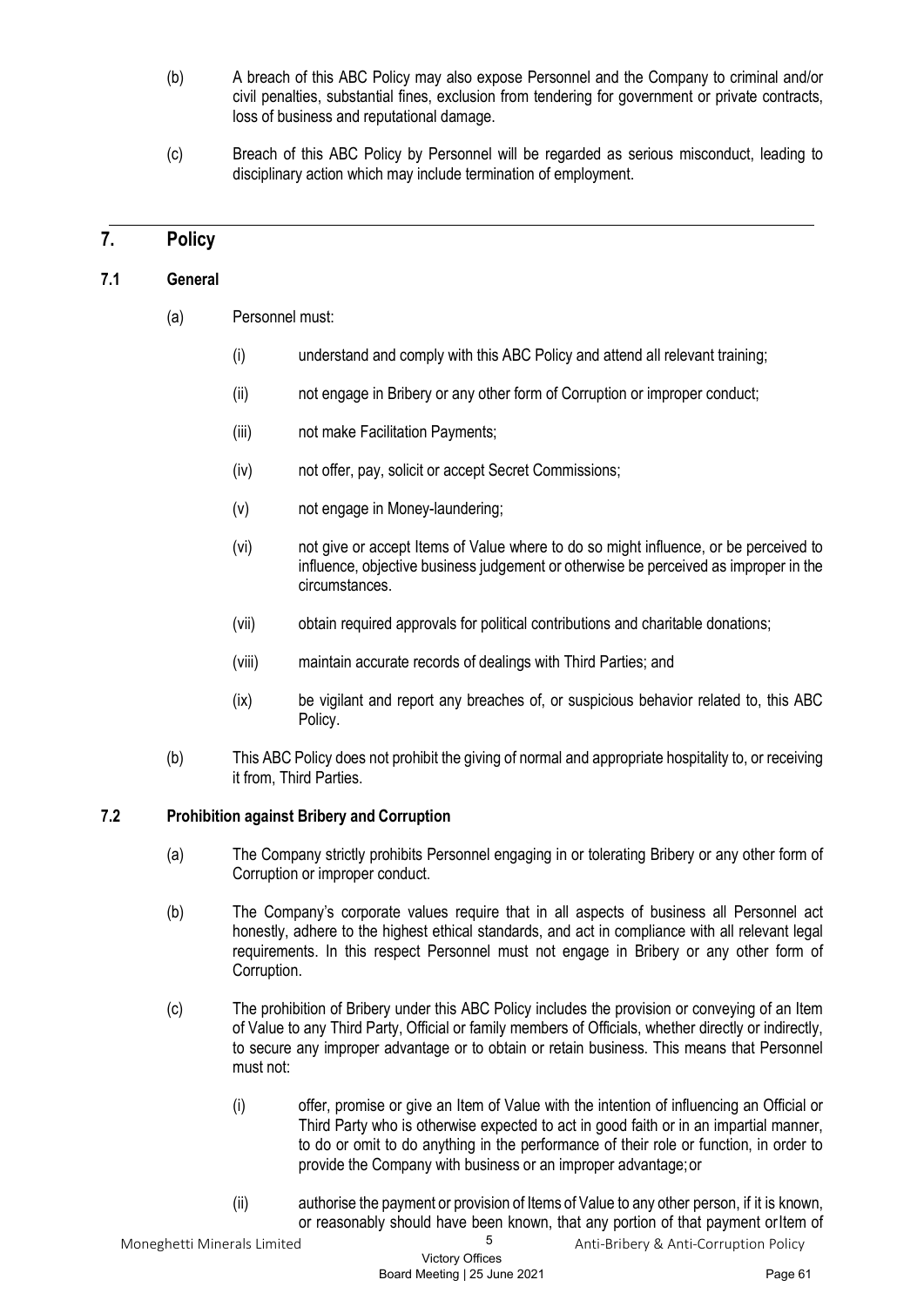(b) A breach of this ABC Policy may also expose Personnel and the Company to criminal and/or civil penalties, substantial fines, exclusion from tendering for government or private contracts, loss of business and reputational damage.

(c) Breach of this ABC Policy by Personnel will be regarded as serious misconduct, leading to disciplinary action which may include termination of employment.

## 7. Policy

### 7.1 General

(a) Personnel must:

(i) understand and comply with this ABC Policy and attend all relevant training;

(ii) not engage in Bribery or any other form of Corruption or improper conduct;

(iii) not make Facilitation Payments;

(iv) not offer, pay, solicit or accept Secret Commissions;

(v) not engage in Money-laundering;

(vi) not give or accept Items of Value where to do so might influence, or be perceived to influence, objective business judgement or otherwise be perceived as improper in the circumstances.

(vii) obtain required approvals for political contributions and charitable donations;

(viii) maintain accurate records of dealings with Third Parties; and

(ix) be vigilant and report any breaches of, or suspicious behavior related to, this ABC Policy.

(b) This ABC Policy does not prohibit the giving of normal and appropriate hospitality to, or receiving it from, Third Parties.

### 7.2 Prohibition against Bribery and Corruption

(a) The Company strictly prohibits Personnel engaging in or tolerating Bribery or any other form of Corruption or improper conduct.

(b) The Company's corporate values require that in all aspects of business all Personnel act honestly, adhere to the highest ethical standards, and act in compliance with all relevant legal requirements. In this respect Personnel must not engage in Bribery or any other form of Corruption.

(c) The prohibition of Bribery under this ABC Policy includes the provision or conveying of an Item of Value to any Third Party, Official or family members of Officials, whether directly or indirectly, to secure any improper advantage or to obtain or retain business. This means that Personnel must not:

(i) offer, promise or give an Item of Value with the intention of influencing an Official or Third Party who is otherwise expected to act in good faith or in an impartial manner, to do or omit to do anything in the performance of their role or function, in order to provide the Company with business or an improper advantage; or

(ii) authorise the payment or provision of Items of Value to any other person, if it is known, or reasonably should have been known, that any portion of that payment or Item of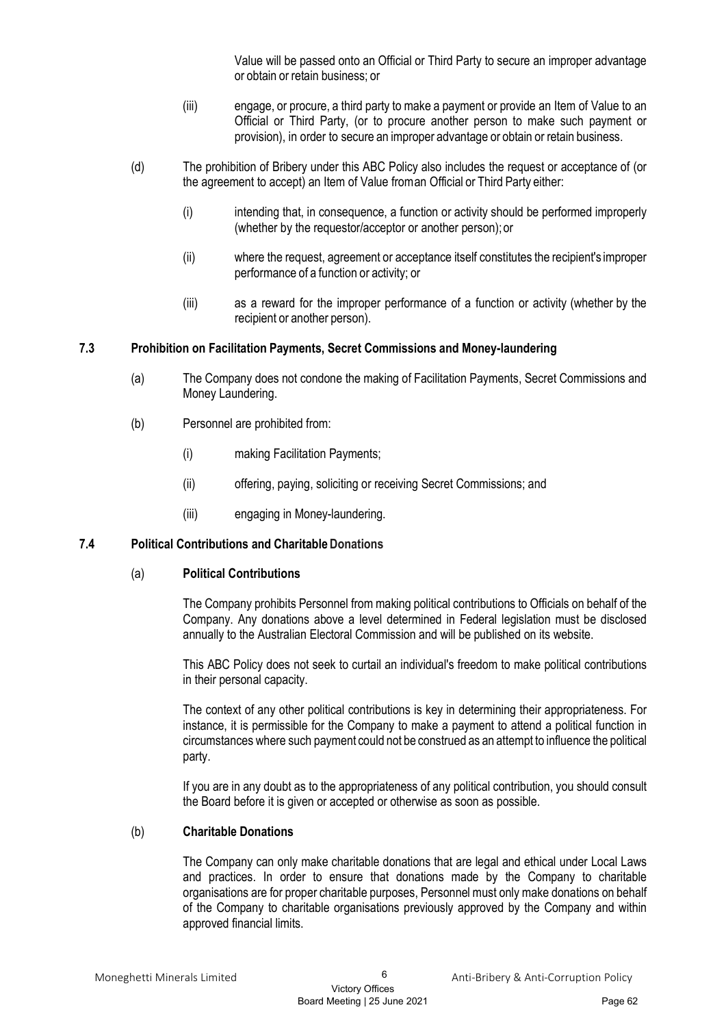Value will be passed onto an Official or Third Party to secure an improper advantage or obtain or retain business; or

(iii) engage, or procure, a third party to make a payment or provide an Item of Value to an Official or Third Party, (or to procure another person to make such payment or provision), in order to secure an improper advantage or obtain or retain business.

(d) The prohibition of Bribery under this ABC Policy also includes the request or acceptance of (or the agreement to accept) an Item of Value froman Official or Third Party either:

(i) intending that, in consequence, a function or activity should be performed improperly (whether by the requestor/acceptor or another person); or

(ii) where the request, agreement or acceptance itself constitutes the recipient's improper performance of a function or activity; or

(iii) as a reward for the improper performance of a function or activity (whether by the recipient or another person).

## 7.3 Prohibition on Facilitation Payments, Secret Commissions and Money-laundering

(a) The Company does not condone the making of Facilitation Payments, Secret Commissions and Money Laundering.

(b) Personnel are prohibited from:

(i) making Facilitation Payments;

(ii) offering, paying, soliciting or receiving Secret Commissions; and

(iii) engaging in Money-laundering.

## 7.4 Political Contributions and Charitable Donations

### (a) Political Contributions

The Company prohibits Personnel from making political contributions to Officials on behalf of the Company. Any donations above a level determined in Federal legislation must be disclosed annually to the Australian Electoral Commission and will be published on its website.

This ABC Policy does not seek to curtail an individual's freedom to make political contributions in their personal capacity.

The context of any other political contributions is key in determining their appropriateness. For instance, it is permissible for the Company to make a payment to attend a political function in circumstances where such payment could not be construed as an attempt to influence the political party.

If you are in any doubt as to the appropriateness of any political contribution, you should consult the Board before it is given or accepted or otherwise as soon as possible.

### (b) Charitable Donations

The Company can only make charitable donations that are legal and ethical under Local Laws and practices. In order to ensure that donations made by the Company to charitable organisations are for proper charitable purposes, Personnel must only make donations on behalf of the Company to charitable organisations previously approved by the Company and within approved financial limits.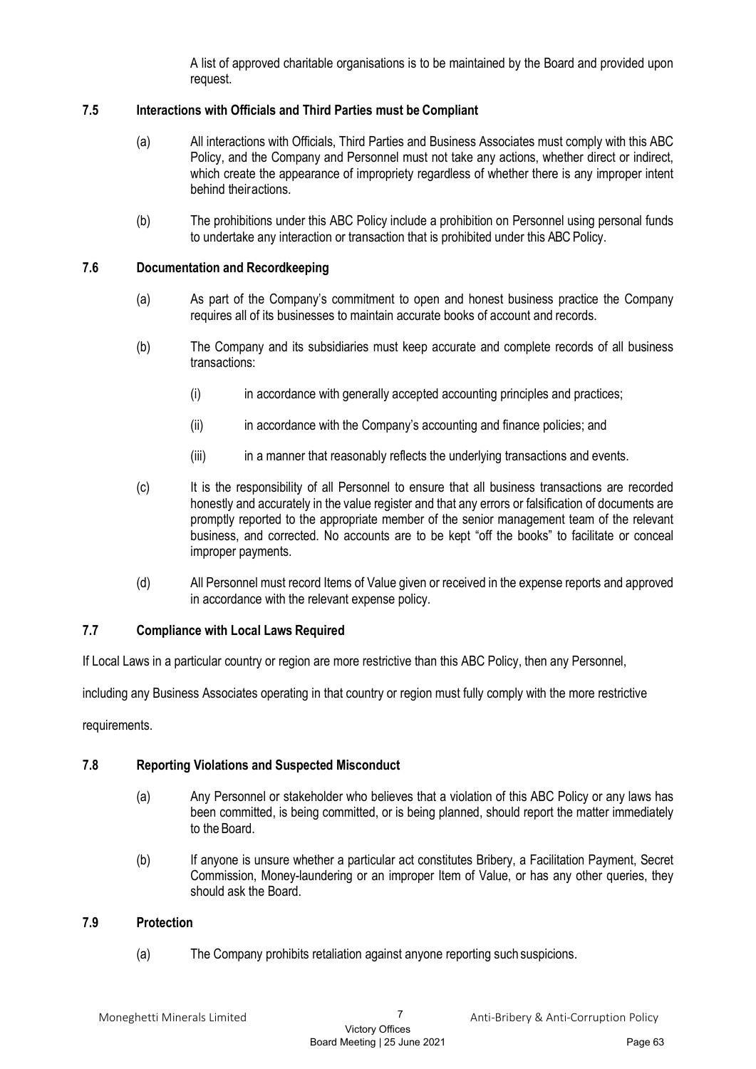A list of approved charitable organisations is to be maintained by the Board and provided upon request.

### 7.5 Interactions with Officials and Third Parties must be Compliant

(a) All interactions with Officials, Third Parties and Business Associates must comply with this ABC Policy, and the Company and Personnel must not take any actions, whether direct or indirect, which create the appearance of impropriety regardless of whether there is any improper intent behind their actions.

(b) The prohibitions under this ABC Policy include a prohibition on Personnel using personal funds to undertake any interaction or transaction that is prohibited under this ABC Policy.

### 7.6 Documentation and Recordkeeping

(a) As part of the Company's commitment to open and honest business practice the Company requires all of its businesses to maintain accurate books of account and records.

(b) The Company and its subsidiaries must keep accurate and complete records of all business transactions:

(i) in accordance with generally accepted accounting principles and practices;

(ii) in accordance with the Company's accounting and finance policies; and

(iii) in a manner that reasonably reflects the underlying transactions and events.

(c) It is the responsibility of all Personnel to ensure that all business transactions are recorded honestly and accurately in the value register and that any errors or falsification of documents are promptly reported to the appropriate member of the senior management team of the relevant business, and corrected. No accounts are to be kept "off the books" to facilitate or conceal improper payments.

(d) All Personnel must record Items of Value given or received in the expense reports and approved in accordance with the relevant expense policy.

### 7.7 Compliance with Local Laws Required

If Local Laws in a particular country or region are more restrictive than this ABC Policy, then any Personnel, including any Business Associates operating in that country or region must fully comply with the more restrictive requirements.

### 7.8 Reporting Violations and Suspected Misconduct

(a) Any Personnel or stakeholder who believes that a violation of this ABC Policy or any laws has been committed, is being committed, or is being planned, should report the matter immediately to the Board.

(b) If anyone is unsure whether a particular act constitutes Bribery, a Facilitation Payment, Secret Commission, Money-laundering or an improper Item of Value, or has any other queries, they should ask the Board.

### 7.9 Protection

(a) The Company prohibits retaliation against anyone reporting such suspicions.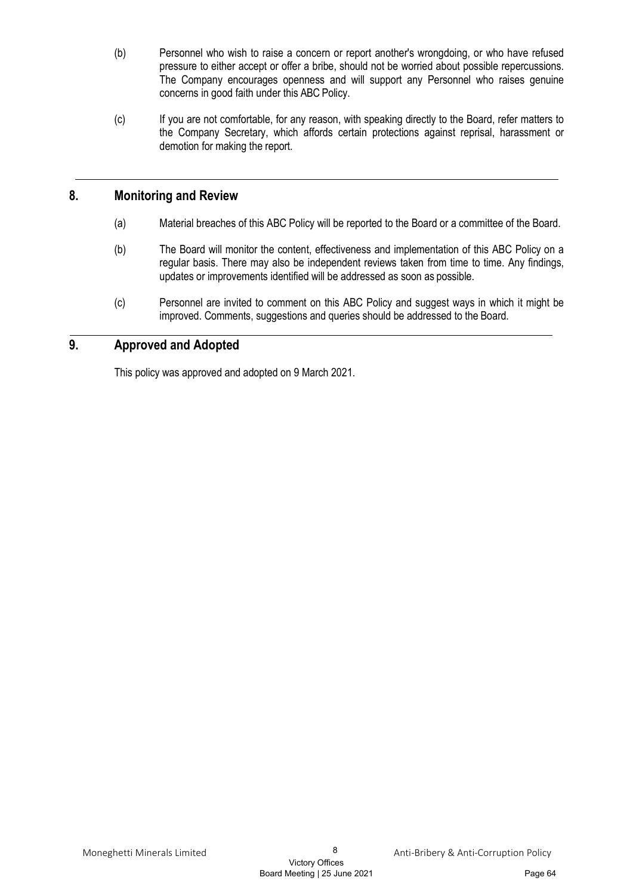(b) Personnel who wish to raise a concern or report another's wrongdoing, or who have refused pressure to either accept or offer a bribe, should not be worried about possible repercussions. The Company encourages openness and will support any Personnel who raises genuine concerns in good faith under this ABC Policy.

(c) If you are not comfortable, for any reason, with speaking directly to the Board, refer matters to the Company Secretary, which affords certain protections against reprisal, harassment or demotion for making the report.

## 8. Monitoring and Review

(a) Material breaches of this ABC Policy will be reported to the Board or a committee of the Board.

(b) The Board will monitor the content, effectiveness and implementation of this ABC Policy on a regular basis. There may also be independent reviews taken from time to time. Any findings, updates or improvements identified will be addressed as soon as possible.

(c) Personnel are invited to comment on this ABC Policy and suggest ways in which it might be improved. Comments, suggestions and queries should be addressed to the Board.

## 9. Approved and Adopted

This policy was approved and adopted on 9 March 2021.